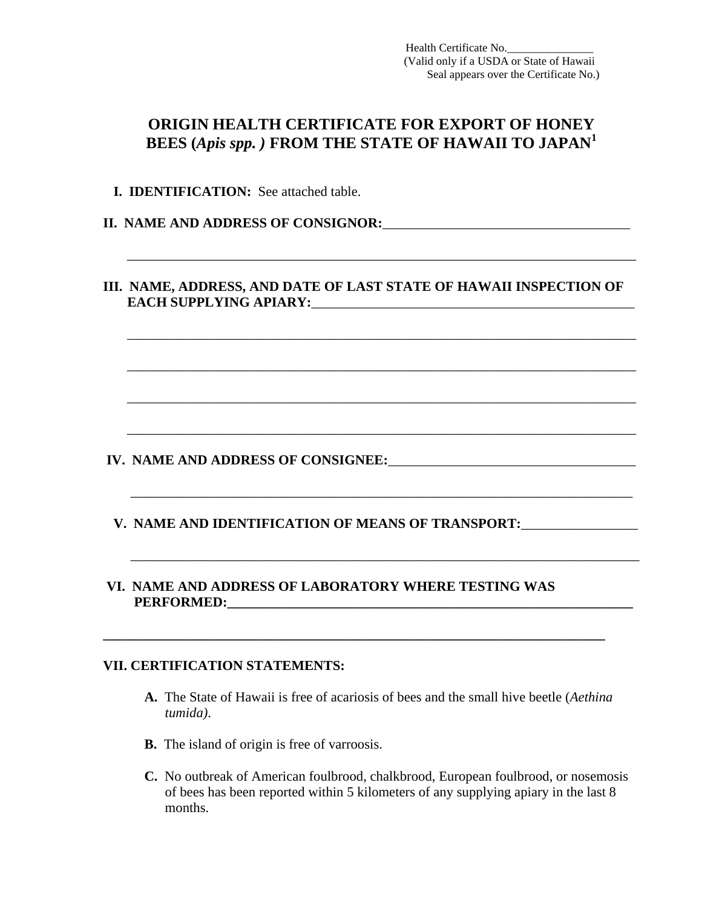Health Certificate No.\_\_\_\_\_\_\_\_\_\_\_\_\_\_\_
(Valid only if a USDA or State of Hawaii Seal appears over the Certificate No.)

# ORIGIN HEALTH CERTIFICATE FOR EXPORT OF HONEY BEES (*Apis spp.* ) FROM THE STATE OF HAWAII TO JAPAN[1]

**I. IDENTIFICATION:** See attached table.

**II. NAME AND ADDRESS OF CONSIGNOR:**\_\_\_\_\_\_\_\_\_\_\_\_\_\_\_\_\_\_\_\_\_\_\_\_\_\_\_\_\_\_\_\_\_\_\_\_\_

\_\_\_\_\_\_\_\_\_\_\_\_\_\_\_\_\_\_\_\_\_\_\_\_\_\_\_\_\_\_\_\_\_\_\_\_\_\_\_\_\_\_\_\_\_\_\_\_\_\_\_\_\_\_\_\_\_\_\_\_\_\_\_\_\_\_\_\_\_\_\_\_\_\_\_\_

**III. NAME, ADDRESS, AND DATE OF LAST STATE OF HAWAII INSPECTION OF EACH SUPPLYING APIARY:**\_\_\_\_\_\_\_\_\_\_\_\_\_\_\_\_\_\_\_\_\_\_\_\_\_\_\_\_\_\_\_\_\_\_\_\_\_\_\_\_\_\_\_\_\_\_\_\_

\_\_\_\_\_\_\_\_\_\_\_\_\_\_\_\_\_\_\_\_\_\_\_\_\_\_\_\_\_\_\_\_\_\_\_\_\_\_\_\_\_\_\_\_\_\_\_\_\_\_\_\_\_\_\_\_\_\_\_\_\_\_\_\_\_\_\_\_\_\_\_\_\_\_\_\_

\_\_\_\_\_\_\_\_\_\_\_\_\_\_\_\_\_\_\_\_\_\_\_\_\_\_\_\_\_\_\_\_\_\_\_\_\_\_\_\_\_\_\_\_\_\_\_\_\_\_\_\_\_\_\_\_\_\_\_\_\_\_\_\_\_\_\_\_\_\_\_\_\_\_\_\_

\_\_\_\_\_\_\_\_\_\_\_\_\_\_\_\_\_\_\_\_\_\_\_\_\_\_\_\_\_\_\_\_\_\_\_\_\_\_\_\_\_\_\_\_\_\_\_\_\_\_\_\_\_\_\_\_\_\_\_\_\_\_\_\_\_\_\_\_\_\_\_\_\_\_\_\_

\_\_\_\_\_\_\_\_\_\_\_\_\_\_\_\_\_\_\_\_\_\_\_\_\_\_\_\_\_\_\_\_\_\_\_\_\_\_\_\_\_\_\_\_\_\_\_\_\_\_\_\_\_\_\_\_\_\_\_\_\_\_\_\_\_\_\_\_\_\_\_\_\_\_\_\_

**IV. NAME AND ADDRESS OF CONSIGNEE:**\_\_\_\_\_\_\_\_\_\_\_\_\_\_\_\_\_\_\_\_\_\_\_\_\_\_\_\_\_\_\_\_\_\_\_\_\_

\_\_\_\_\_\_\_\_\_\_\_\_\_\_\_\_\_\_\_\_\_\_\_\_\_\_\_\_\_\_\_\_\_\_\_\_\_\_\_\_\_\_\_\_\_\_\_\_\_\_\_\_\_\_\_\_\_\_\_\_\_\_\_\_\_\_\_\_\_\_\_\_\_\_\_

**V. NAME AND IDENTIFICATION OF MEANS OF TRANSPORT:**\_\_\_\_\_\_\_\_\_\_\_\_\_\_\_\_\_

\_\_\_\_\_\_\_\_\_\_\_\_\_\_\_\_\_\_\_\_\_\_\_\_\_\_\_\_\_\_\_\_\_\_\_\_\_\_\_\_\_\_\_\_\_\_\_\_\_\_\_\_\_\_\_\_\_\_\_\_\_\_\_\_\_\_\_\_\_\_\_\_\_\_\_\_

**VI. NAME AND ADDRESS OF LABORATORY WHERE TESTING WAS PERFORMED:**\_\_\_\_\_\_\_\_\_\_\_\_\_\_\_\_\_\_\_\_\_\_\_\_\_\_\_\_\_\_\_\_\_\_\_\_\_\_\_\_\_\_\_\_\_\_\_\_\_\_\_\_\_\_\_\_\_\_\_\_\_\_

\_\_\_\_\_\_\_\_\_\_\_\_\_\_\_\_\_\_\_\_\_\_\_\_\_\_\_\_\_\_\_\_\_\_\_\_\_\_\_\_\_\_\_\_\_\_\_\_\_\_\_\_\_\_\_\_\_\_\_\_\_\_\_\_\_\_\_\_\_\_\_\_\_

**VII. CERTIFICATION STATEMENTS:**

**A.** The State of Hawaii is free of acariosis of bees and the small hive beetle (*Aethina tumida)*.

**B.** The island of origin is free of varroosis.

**C.** No outbreak of American foulbrood, chalkbrood, European foulbrood, or nosemosis of bees has been reported within 5 kilometers of any supplying apiary in the last 8 months.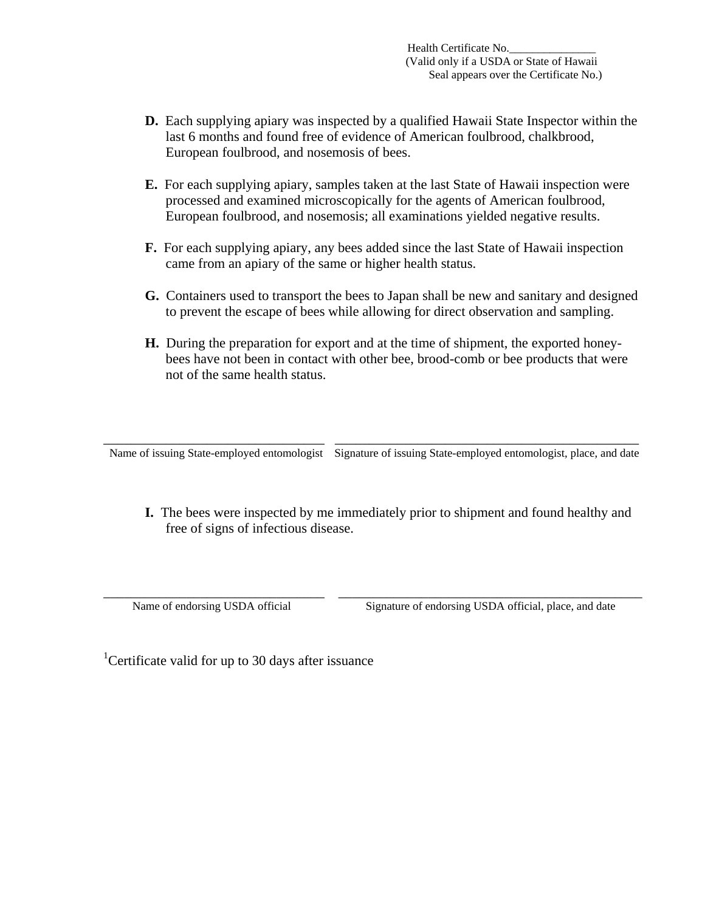Health Certificate No.\_\_\_\_\_\_\_\_\_\_\_\_\_\_\_
(Valid only if a USDA or State of Hawaii Seal appears over the Certificate No.)

**D.** Each supplying apiary was inspected by a qualified Hawaii State Inspector within the last 6 months and found free of evidence of American foulbrood, chalkbrood, European foulbrood, and nosemosis of bees.

**E.** For each supplying apiary, samples taken at the last State of Hawaii inspection were processed and examined microscopically for the agents of American foulbrood, European foulbrood, and nosemosis; all examinations yielded negative results.

**F.** For each supplying apiary, any bees added since the last State of Hawaii inspection came from an apiary of the same or higher health status.

**G.** Containers used to transport the bees to Japan shall be new and sanitary and designed to prevent the escape of bees while allowing for direct observation and sampling.

**H.** During the preparation for export and at the time of shipment, the exported honey-bees have not been in contact with other bee, brood-comb or bee products that were not of the same health status.

| \_\_\_\_\_\_\_\_\_\_\_\_\_\_\_\_\_\_\_\_\_\_\_\_\_\_\_\_\_\_\_\_\_\_\_ | \_\_\_\_\_\_\_\_\_\_\_\_\_\_\_\_\_\_\_\_\_\_\_\_\_\_\_\_\_\_\_\_\_\_\_\_\_\_\_\_\_\_\_\_\_\_\_\_ |
| --- | --- |
| Name of issuing State-employed entomologist | Signature of issuing State-employed entomologist, place, and date |

**I.** The bees were inspected by me immediately prior to shipment and found healthy and free of signs of infectious disease.

| \_\_\_\_\_\_\_\_\_\_\_\_\_\_\_\_\_\_\_\_\_\_\_\_\_\_\_\_\_\_\_\_\_\_\_ | \_\_\_\_\_\_\_\_\_\_\_\_\_\_\_\_\_\_\_\_\_\_\_\_\_\_\_\_\_\_\_\_\_\_\_\_\_\_\_\_\_\_\_\_\_\_\_\_ |
| --- | --- |
| Name of endorsing USDA official | Signature of endorsing USDA official, place, and date |

[1]Certificate valid for up to 30 days after issuance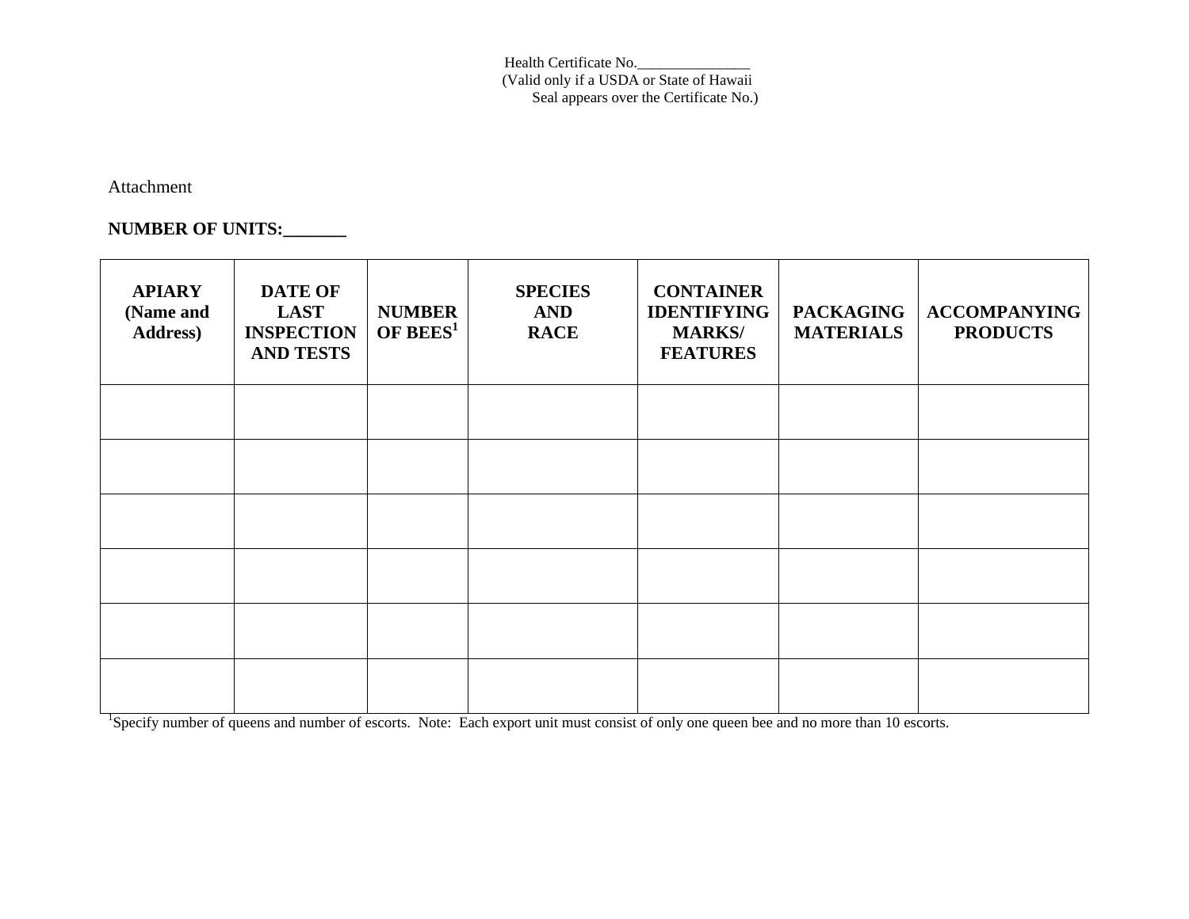Health Certificate No.\_\_\_\_\_\_\_\_\_\_\_\_\_\_\_
(Valid only if a USDA or State of Hawaii Seal appears over the Certificate No.)

Attachment

**NUMBER OF UNITS:_______**

| APIARY (Name and Address) | DATE OF LAST INSPECTION AND TESTS | NUMBER OF BEES[1] | SPECIES AND RACE | CONTAINER IDENTIFYING MARKS/ FEATURES | PACKAGING MATERIALS | ACCOMPANYING PRODUCTS |
|---|---|---|---|---|---|---|
| | | | | | | |
| | | | | | | |
| | | | | | | |
| | | | | | | |
| | | | | | | |
| | | | | | | |

[1]Specify number of queens and number of escorts. Note: Each export unit must consist of only one queen bee and no more than 10 escorts.